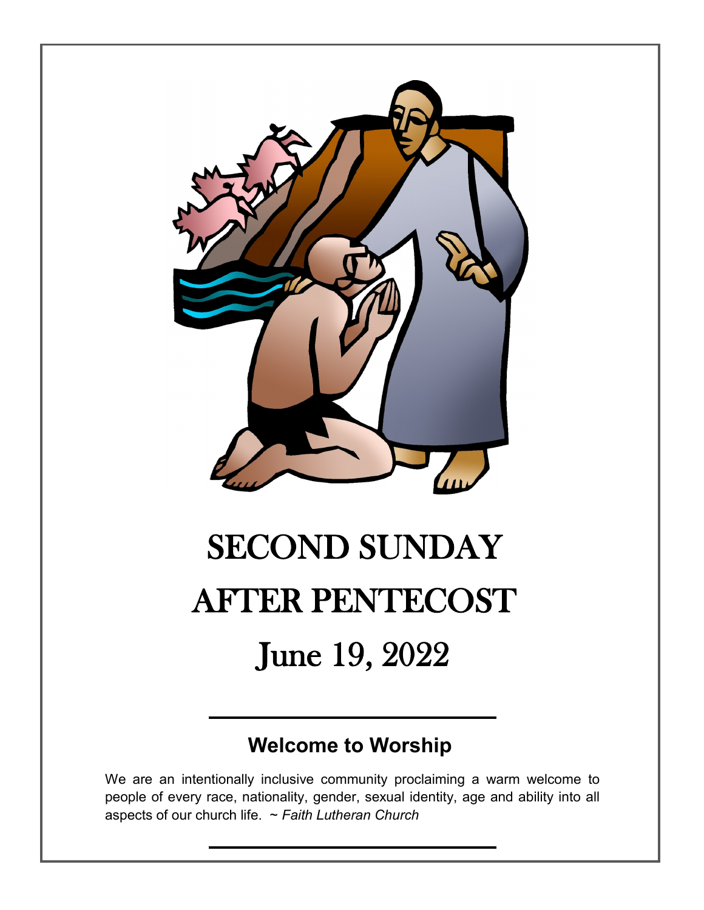# SECOND SUNDAY AFTER PENTECOST

# June 19, 2022

## Welcome to Worship

We are an intentionally inclusive community proclaiming a warm welcome to people of every race, nationality, gender, sexual identity, age and ability into all aspects of our church life. ~ *Faith Lutheran Church*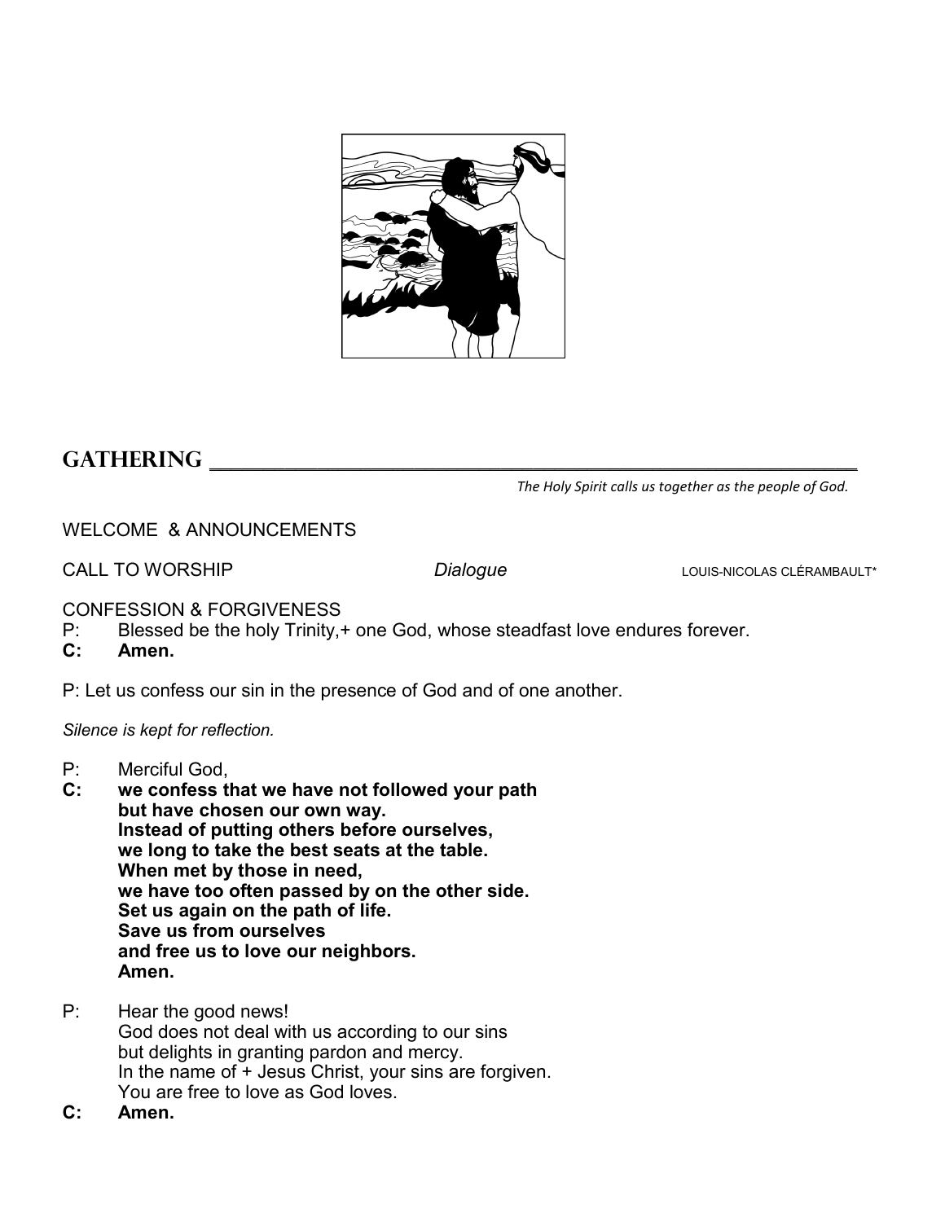## GATHERING

*The Holy Spirit calls us together as the people of God.*

WELCOME & ANNOUNCEMENTS

CALL TO WORSHIP *Dialogue* LOUIS-NICOLAS CLÉRAMBAULT*

CONFESSION & FORGIVENESS

P: Blessed be the holy Trinity,+ one God, whose steadfast love endures forever.

**C: Amen.**

P: Let us confess our sin in the presence of God and of one another.

*Silence is kept for reflection.*

P: Merciful God,

**C: we confess that we have not followed your path
but have chosen our own way.
Instead of putting others before ourselves,
we long to take the best seats at the table.
When met by those in need,
we have too often passed by on the other side.
Set us again on the path of life.
Save us from ourselves
and free us to love our neighbors.
Amen.**

P: Hear the good news!
God does not deal with us according to our sins
but delights in granting pardon and mercy.
In the name of + Jesus Christ, your sins are forgiven.
You are free to love as God loves.

**C: Amen.**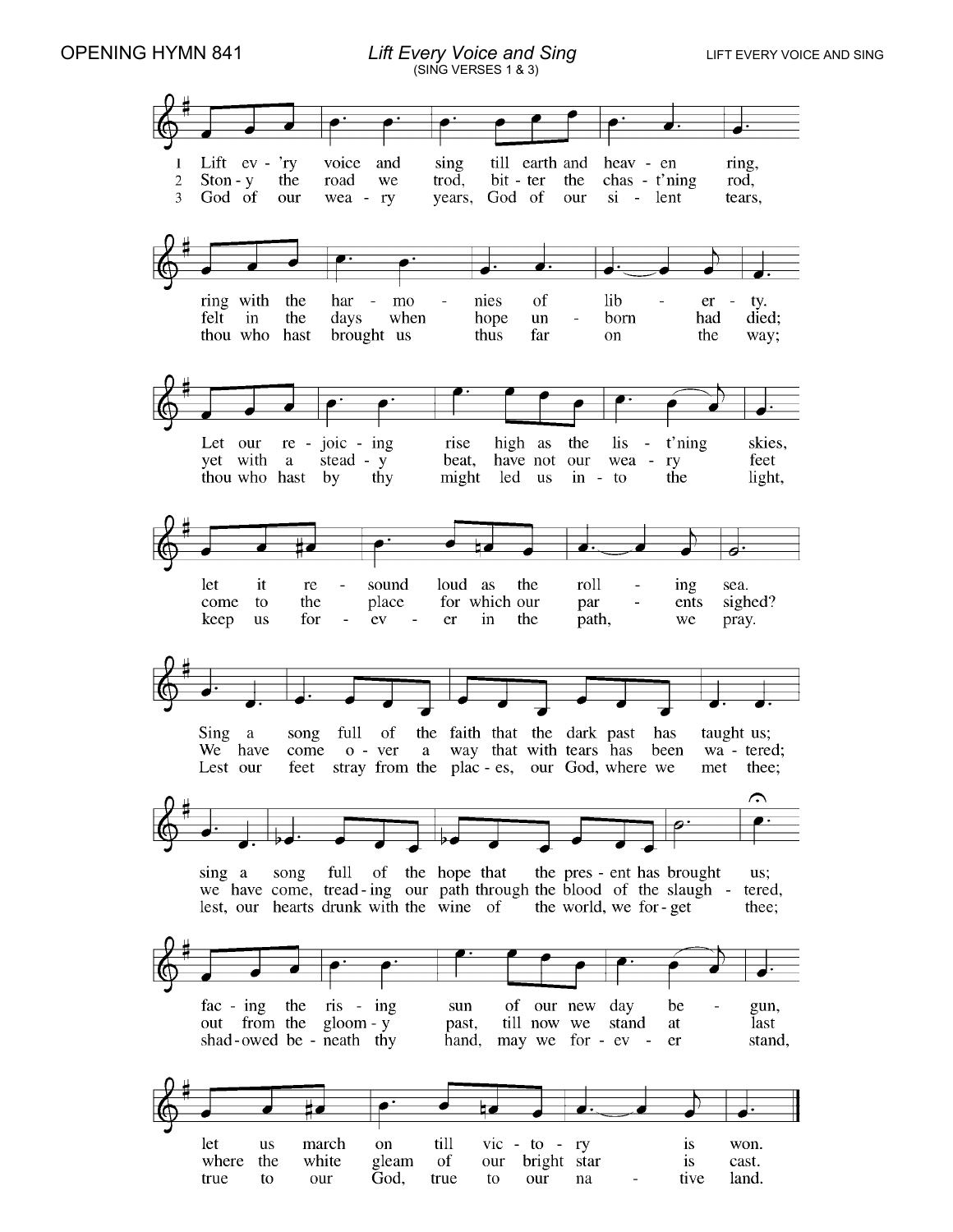OPENING HYMN 841 *Lift Every Voice and Sing* LIFT EVERY VOICE AND SING

(SING VERSES 1 & 3)

1 Lift ev - 'ry voice and sing till earth and heav - en ring,
ring with the har - mo - nies of lib - er - ty.
Let our re - joic - ing rise high as the lis - t'ning skies,
let it re - sound loud as the roll - ing sea.
Sing a song full of the faith that the dark past has taught us;
sing a song full of the hope that the pres - ent has brought us;
fac - ing the ris - ing sun of our new day be - gun,
let us march on till vic - to - ry is won.

2 Ston - y the road we trod, bit - ter the chas - t'ning rod,
felt in the days when hope un - born had died;
yet with a stead - y beat, have not our wea - ry feet
come to the place for which our par - ents sighed?
We have come o - ver a way that with tears has been wa - tered;
we have come, tread - ing our path through the blood of the slaugh - tered,
out from the gloom - y past, till now we stand at last
where the white gleam of our bright star is cast.

3 God of our wea - ry years, God of our si - lent tears,
thou who hast brought us thus far on the way;
thou who hast by thy might led us in - to the light,
keep us for - ev - er in the path, we pray.
Lest our feet stray from the plac - es, our God, where we met thee;
lest, our hearts drunk with the wine of the world, we for - get thee;
shad - owed be - neath thy hand, may we for - ev - er stand,
true to our God, true to our na - tive land.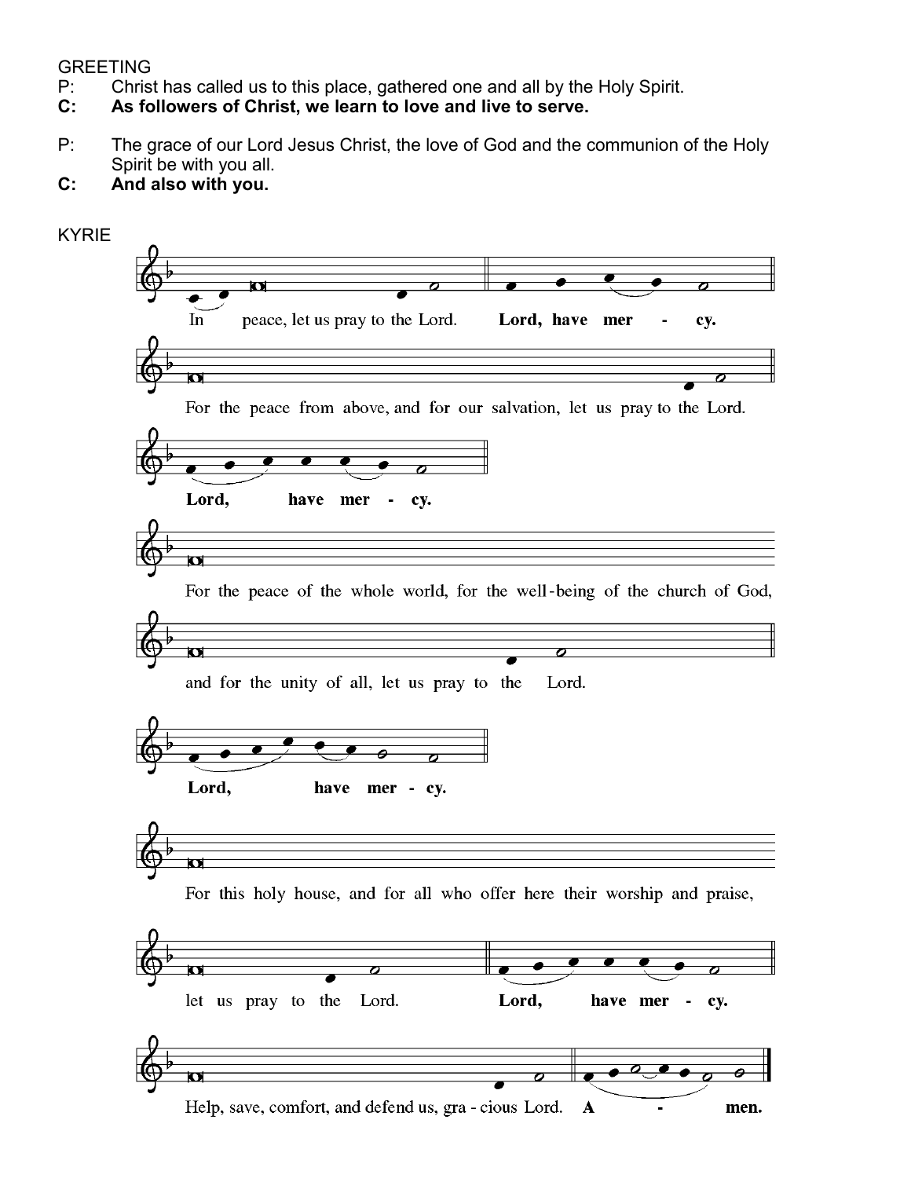GREETING

P: Christ has called us to this place, gathered one and all by the Holy Spirit.

**C: As followers of Christ, we learn to love and live to serve.**

P: The grace of our Lord Jesus Christ, the love of God and the communion of the Holy Spirit be with you all.

**C: And also with you.**

KYRIE

In peace, let us pray to the Lord. **Lord, have mer - cy.**

For the peace from above, and for our salvation, let us pray to the Lord.

**Lord, have mer - cy.**

For the peace of the whole world, for the well-being of the church of God, and for the unity of all, let us pray to the Lord.

**Lord, have mer - cy.**

For this holy house, and for all who offer here their worship and praise, let us pray to the Lord. **Lord, have mer - cy.**

Help, save, comfort, and defend us, gra - cious Lord. **A - men.**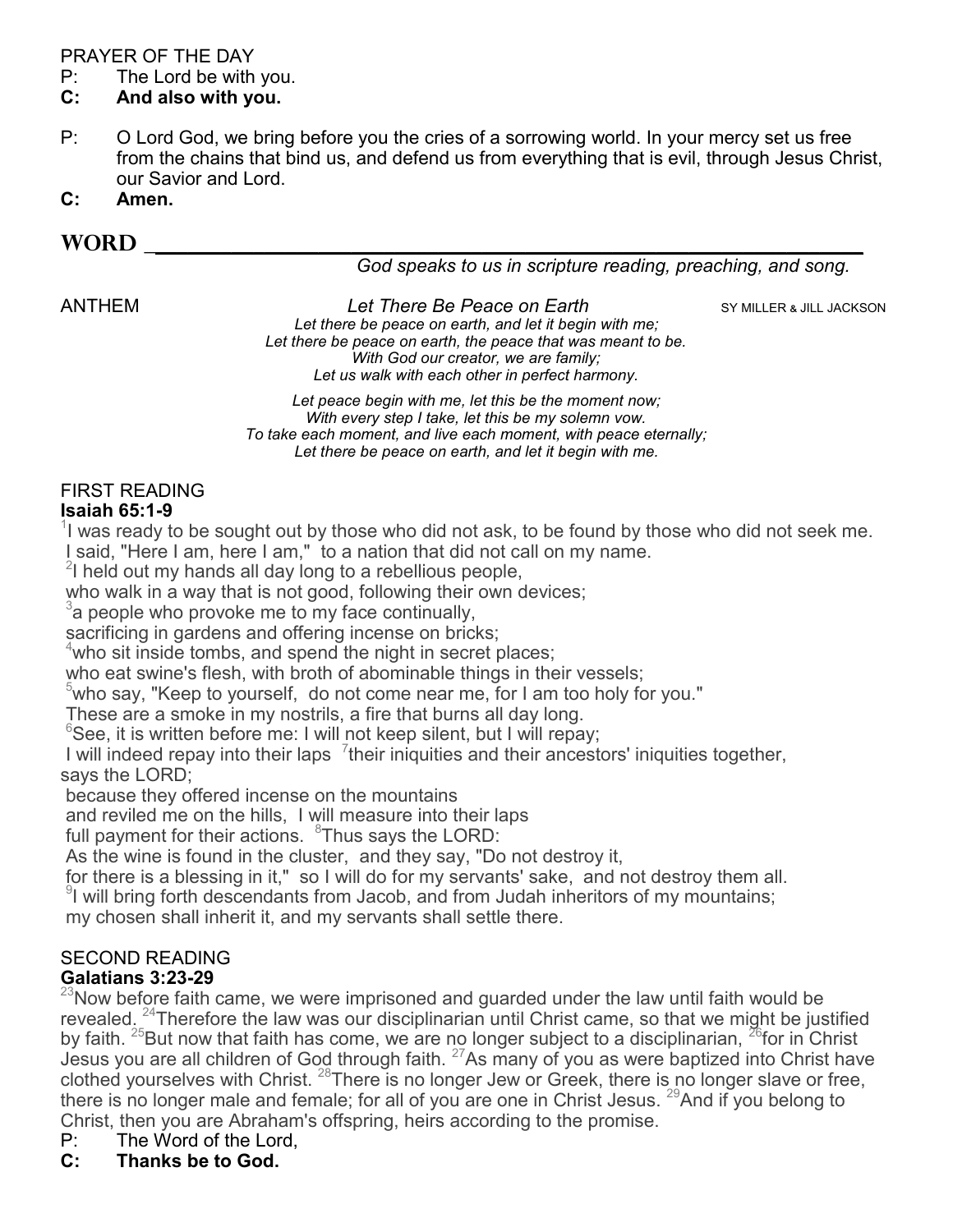PRAYER OF THE DAY

P: The Lord be with you.

**C: And also with you.**

P: O Lord God, we bring before you the cries of a sorrowing world. In your mercy set us free from the chains that bind us, and defend us from everything that is evil, through Jesus Christ, our Savior and Lord.

**C: Amen.**

## WORD

*God speaks to us in scripture reading, preaching, and song.*

ANTHEM *Let There Be Peace on Earth* SY MILLER & JILL JACKSON

*Let there be peace on earth, and let it begin with me;*
*Let there be peace on earth, the peace that was meant to be.*
*With God our creator, we are family;*
*Let us walk with each other in perfect harmony.*

*Let peace begin with me, let this be the moment now;*
*With every step I take, let this be my solemn vow.*
*To take each moment, and live each moment, with peace eternally;*
*Let there be peace on earth, and let it begin with me.*

FIRST READING

**Isaiah 65:1-9**

[1]I was ready to be sought out by those who did not ask, to be found by those who did not seek me.
I said, "Here I am, here I am," to a nation that did not call on my name.
[2]I held out my hands all day long to a rebellious people,
who walk in a way that is not good, following their own devices;
[3]a people who provoke me to my face continually,
sacrificing in gardens and offering incense on bricks;
[4]who sit inside tombs, and spend the night in secret places;
who eat swine's flesh, with broth of abominable things in their vessels;
[5]who say, "Keep to yourself, do not come near me, for I am too holy for you."
These are a smoke in my nostrils, a fire that burns all day long.
[6]See, it is written before me: I will not keep silent, but I will repay;
I will indeed repay into their laps [7]their iniquities and their ancestors' iniquities together,
says the LORD;
because they offered incense on the mountains
and reviled me on the hills, I will measure into their laps
full payment for their actions. [8]Thus says the LORD:
As the wine is found in the cluster, and they say, "Do not destroy it,
for there is a blessing in it," so I will do for my servants' sake, and not destroy them all.
[9]I will bring forth descendants from Jacob, and from Judah inheritors of my mountains;
my chosen shall inherit it, and my servants shall settle there.

SECOND READING

**Galatians 3:23-29**

[23]Now before faith came, we were imprisoned and guarded under the law until faith would be revealed. [24]Therefore the law was our disciplinarian until Christ came, so that we might be justified by faith. [25]But now that faith has come, we are no longer subject to a disciplinarian, [26]for in Christ Jesus you are all children of God through faith. [27]As many of you as were baptized into Christ have clothed yourselves with Christ. [28]There is no longer Jew or Greek, there is no longer slave or free, there is no longer male and female; for all of you are one in Christ Jesus. [29]And if you belong to Christ, then you are Abraham's offspring, heirs according to the promise.

P: The Word of the Lord,

**C: Thanks be to God.**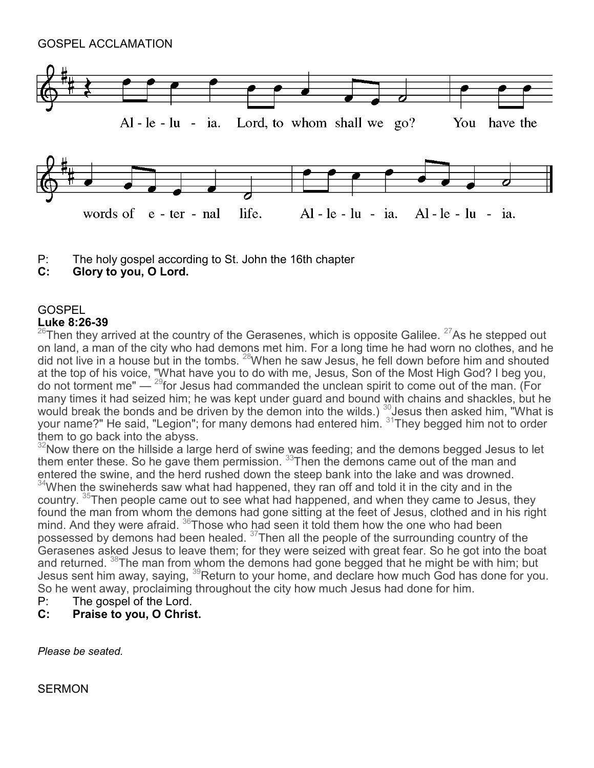GOSPEL ACCLAMATION

Al - le - lu - ia. Lord, to whom shall we go? You have the words of e - ter - nal life. Al - le - lu - ia. Al - le - lu - ia.

P: The holy gospel according to St. John the 16th chapter
**C: Glory to you, O Lord.**

GOSPEL
**Luke 8:26-39**
[26]Then they arrived at the country of the Gerasenes, which is opposite Galilee. [27]As he stepped out on land, a man of the city who had demons met him. For a long time he had worn no clothes, and he did not live in a house but in the tombs. [28]When he saw Jesus, he fell down before him and shouted at the top of his voice, "What have you to do with me, Jesus, Son of the Most High God? I beg you, do not torment me" — [29]for Jesus had commanded the unclean spirit to come out of the man. (For many times it had seized him; he was kept under guard and bound with chains and shackles, but he would break the bonds and be driven by the demon into the wilds.) [30]Jesus then asked him, "What is your name?" He said, "Legion"; for many demons had entered him. [31]They begged him not to order them to go back into the abyss.
[32]Now there on the hillside a large herd of swine was feeding; and the demons begged Jesus to let them enter these. So he gave them permission. [33]Then the demons came out of the man and entered the swine, and the herd rushed down the steep bank into the lake and was drowned. [34]When the swineherds saw what had happened, they ran off and told it in the city and in the country. [35]Then people came out to see what had happened, and when they came to Jesus, they found the man from whom the demons had gone sitting at the feet of Jesus, clothed and in his right mind. And they were afraid. [36]Those who had seen it told them how the one who had been possessed by demons had been healed. [37]Then all the people of the surrounding country of the Gerasenes asked Jesus to leave them; for they were seized with great fear. So he got into the boat and returned. [38]The man from whom the demons had gone begged that he might be with him; but Jesus sent him away, saying, [39]Return to your home, and declare how much God has done for you. So he went away, proclaiming throughout the city how much Jesus had done for him.

P: The gospel of the Lord.
**C: Praise to you, O Christ.**

*Please be seated.*

SERMON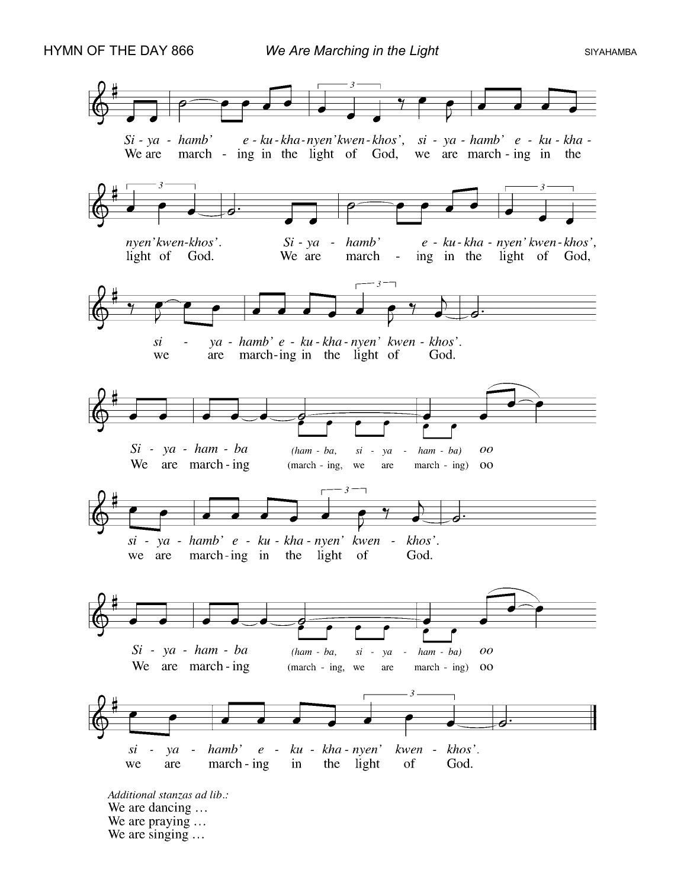HYMN OF THE DAY 866 *We Are Marching in the Light* SIYAHAMBA

*Si - ya - hamb' e - ku - kha - nyen' kwen - khos', si - ya - hamb' e - ku - kha - nyen' kwen - khos'.*
We are march - ing in the light of God, we are march - ing in the light of God.

*Si - ya - hamb' e - ku - kha - nyen' kwen - khos', si - ya - hamb' e - ku - kha - nyen' kwen - khos'.*
We are march - ing in the light of God, we are march - ing in the light of God.

*Si - ya - ham - ba (ham - ba, si - ya - ham - ba) oo si - ya - hamb' e - ku - kha - nyen' kwen - khos'.*
We are march - ing (march - ing, we are march - ing) oo we are march - ing in the light of God.

*Si - ya - ham - ba (ham - ba, si - ya - ham - ba) oo si - ya - hamb' e - ku - kha - nyen' kwen - khos'.*
We are march - ing (march - ing, we are march - ing) oo we are march - ing in the light of God.

*Additional stanzas ad lib.:*
We are dancing …
We are praying …
We are singing …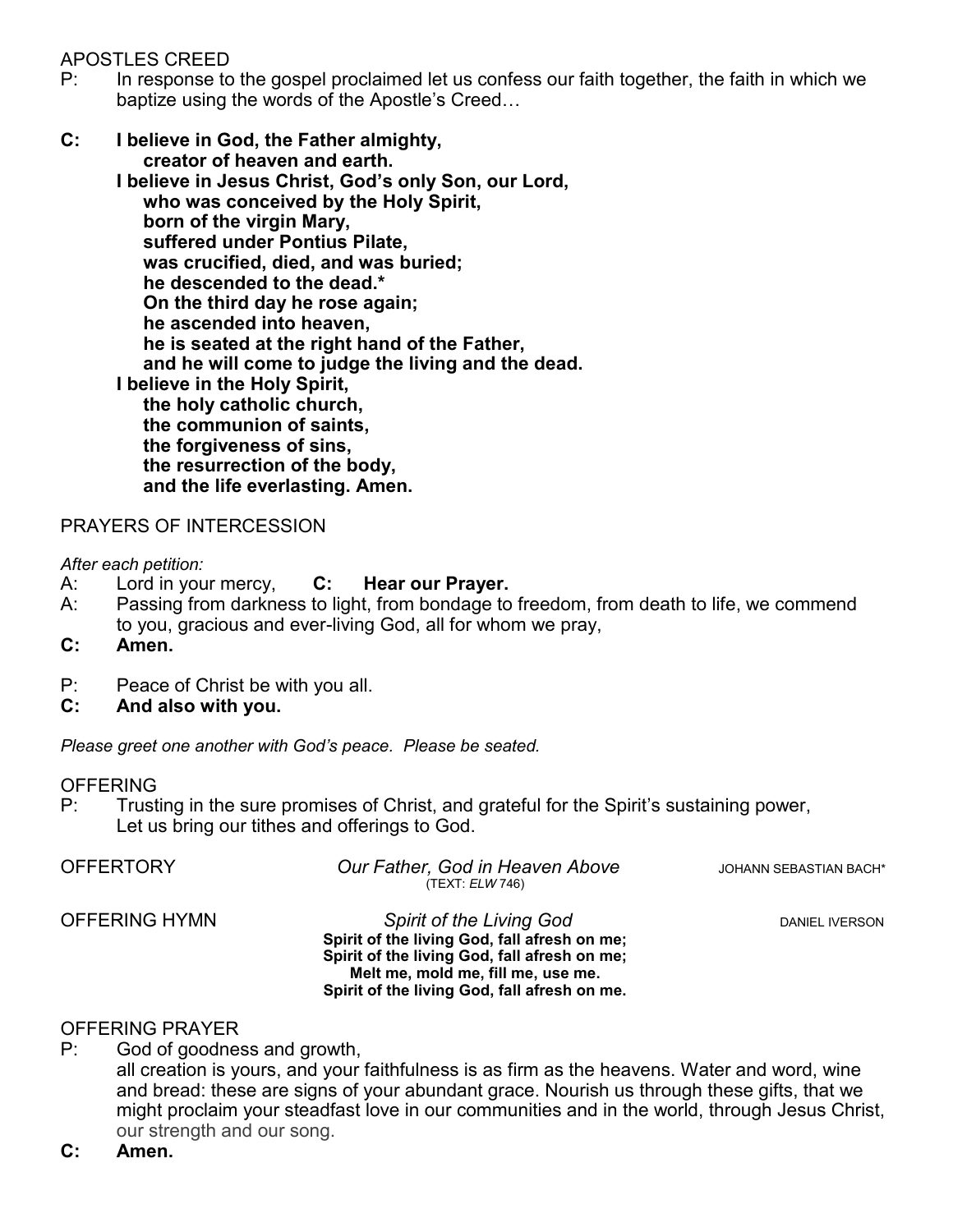## APOSTLES CREED

P: In response to the gospel proclaimed let us confess our faith together, the faith in which we baptize using the words of the Apostle's Creed…

**C: I believe in God, the Father almighty,**
**creator of heaven and earth.**
**I believe in Jesus Christ, God's only Son, our Lord,**
**who was conceived by the Holy Spirit,**
**born of the virgin Mary,**
**suffered under Pontius Pilate,**
**was crucified, died, and was buried;**
**he descended to the dead.***
**On the third day he rose again;**
**he ascended into heaven,**
**he is seated at the right hand of the Father,**
**and he will come to judge the living and the dead.**
**I believe in the Holy Spirit,**
**the holy catholic church,**
**the communion of saints,**
**the forgiveness of sins,**
**the resurrection of the body,**
**and the life everlasting. Amen.**

## PRAYERS OF INTERCESSION

*After each petition:*

A: Lord in your mercy, **C: Hear our Prayer.**

A: Passing from darkness to light, from bondage to freedom, from death to life, we commend to you, gracious and ever-living God, all for whom we pray,

**C: Amen.**

P: Peace of Christ be with you all.

**C: And also with you.**

*Please greet one another with God's peace. Please be seated.*

## OFFERING

P: Trusting in the sure promises of Christ, and grateful for the Spirit's sustaining power, Let us bring our tithes and offerings to God.

OFFERTORY *Our Father, God in Heaven Above* JOHANN SEBASTIAN BACH*
(TEXT: *ELW* 746)

OFFERING HYMN *Spirit of the Living God* DANIEL IVERSON

**Spirit of the living God, fall afresh on me;**
**Spirit of the living God, fall afresh on me;**
**Melt me, mold me, fill me, use me.**
**Spirit of the living God, fall afresh on me.**

## OFFERING PRAYER

P: God of goodness and growth,
all creation is yours, and your faithfulness is as firm as the heavens. Water and word, wine and bread: these are signs of your abundant grace. Nourish us through these gifts, that we might proclaim your steadfast love in our communities and in the world, through Jesus Christ, our strength and our song.

**C: Amen.**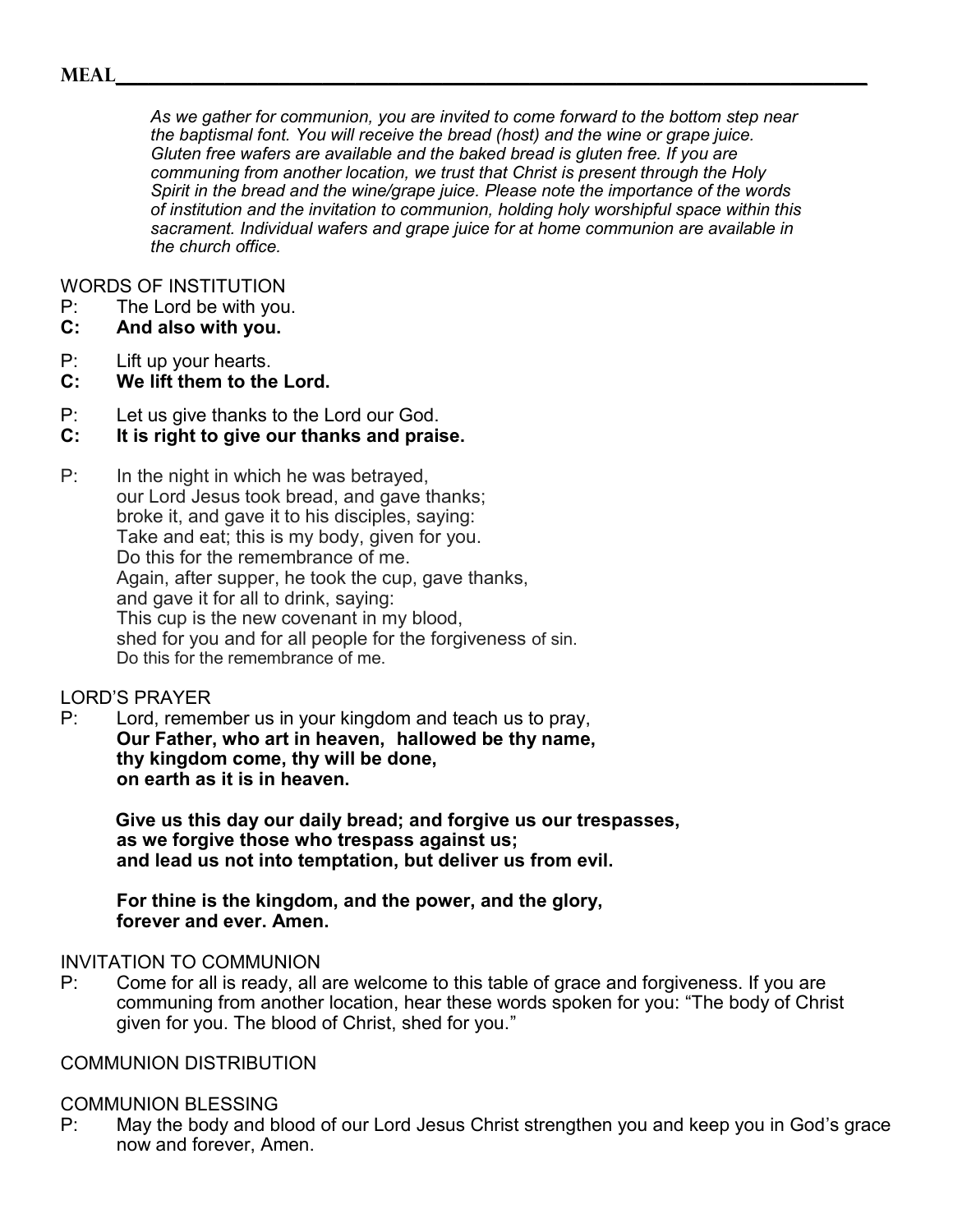## MEAL

*As we gather for communion, you are invited to come forward to the bottom step near the baptismal font. You will receive the bread (host) and the wine or grape juice. Gluten free wafers are available and the baked bread is gluten free. If you are communing from another location, we trust that Christ is present through the Holy Spirit in the bread and the wine/grape juice. Please note the importance of the words of institution and the invitation to communion, holding holy worshipful space within this sacrament. Individual wafers and grape juice for at home communion are available in the church office.*

WORDS OF INSTITUTION

P: The Lord be with you.
**C: And also with you.**

P: Lift up your hearts.
**C: We lift them to the Lord.**

P: Let us give thanks to the Lord our God.
**C: It is right to give our thanks and praise.**

P: In the night in which he was betrayed,
our Lord Jesus took bread, and gave thanks;
broke it, and gave it to his disciples, saying:
Take and eat; this is my body, given for you.
Do this for the remembrance of me.
Again, after supper, he took the cup, gave thanks,
and gave it for all to drink, saying:
This cup is the new covenant in my blood,
shed for you and for all people for the forgiveness of sin.
Do this for the remembrance of me.

LORD'S PRAYER

P: Lord, remember us in your kingdom and teach us to pray,
**Our Father, who art in heaven, hallowed be thy name,
thy kingdom come, thy will be done,
on earth as it is in heaven.**

**Give us this day our daily bread; and forgive us our trespasses,
as we forgive those who trespass against us;
and lead us not into temptation, but deliver us from evil.**

**For thine is the kingdom, and the power, and the glory,
forever and ever. Amen.**

INVITATION TO COMMUNION

P: Come for all is ready, all are welcome to this table of grace and forgiveness. If you are communing from another location, hear these words spoken for you: "The body of Christ given for you. The blood of Christ, shed for you."

COMMUNION DISTRIBUTION

COMMUNION BLESSING

P: May the body and blood of our Lord Jesus Christ strengthen you and keep you in God's grace now and forever, Amen.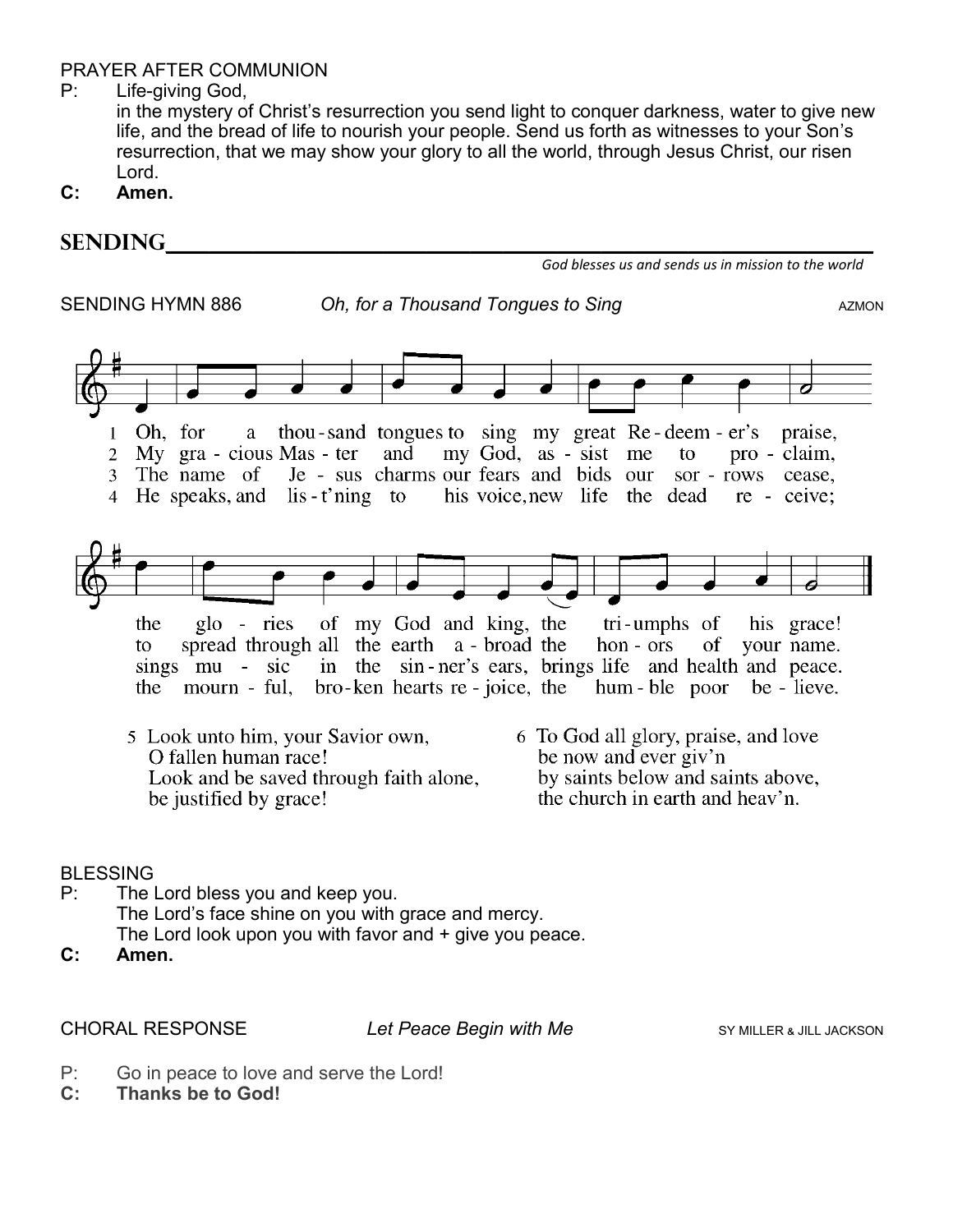PRAYER AFTER COMMUNION

P: Life-giving God,
in the mystery of Christ's resurrection you send light to conquer darkness, water to give new life, and the bread of life to nourish your people. Send us forth as witnesses to your Son's resurrection, that we may show your glory to all the world, through Jesus Christ, our risen Lord.

**C: Amen.**

## SENDING

*God blesses us and sends us in mission to the world*

SENDING HYMN 886 *Oh, for a Thousand Tongues to Sing* AZMON

1 Oh, for a thou-sand tongues to sing my great Re-deem-er's praise, the glo-ries of my God and king, the tri-umphs of his grace!

2 My gra-cious Mas-ter and my God, as-sist me to pro-claim, to spread through all the earth a-broad the hon-ors of your name.

3 The name of Je-sus charms our fears and bids our sor-rows cease, sings mu-sic in the sin-ner's ears, brings life and health and peace.

4 He speaks, and lis-t'ning to his voice, new life the dead re-ceive; the mourn-ful, bro-ken hearts re-joice, the hum-ble poor be-lieve.

5 Look unto him, your Savior own,
O fallen human race!
Look and be saved through faith alone,
be justified by grace!

6 To God all glory, praise, and love
be now and ever giv'n
by saints below and saints above,
the church in earth and heav'n.

BLESSING

P: The Lord bless you and keep you.
The Lord's face shine on you with grace and mercy.
The Lord look upon you with favor and + give you peace.

**C: Amen.**

CHORAL RESPONSE *Let Peace Begin with Me* SY MILLER & JILL JACKSON

P: Go in peace to love and serve the Lord!

**C: Thanks be to God!**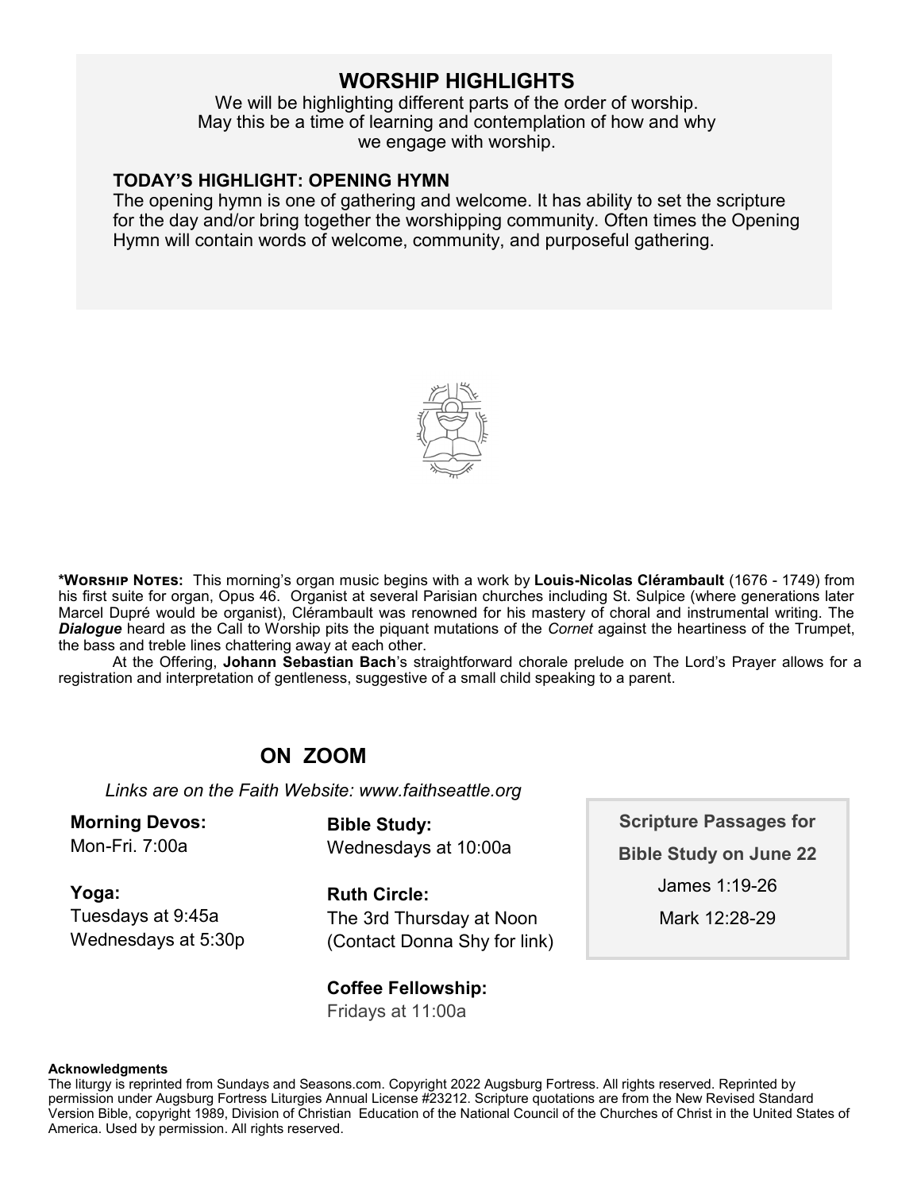## WORSHIP HIGHLIGHTS

We will be highlighting different parts of the order of worship.
May this be a time of learning and contemplation of how and why we engage with worship.

### TODAY'S HIGHLIGHT: OPENING HYMN

The opening hymn is one of gathering and welcome. It has ability to set the scripture for the day and/or bring together the worshipping community. Often times the Opening Hymn will contain words of welcome, community, and purposeful gathering.

**\*WORSHIP NOTES:** This morning's organ music begins with a work by **Louis-Nicolas Clérambault** (1676 - 1749) from his first suite for organ, Opus 46. Organist at several Parisian churches including St. Sulpice (where generations later Marcel Dupré would be organist), Clérambault was renowned for his mastery of choral and instrumental writing. The ***Dialogue*** heard as the Call to Worship pits the piquant mutations of the *Cornet* against the heartiness of the Trumpet, the bass and treble lines chattering away at each other.

At the Offering, **Johann Sebastian Bach**'s straightforward chorale prelude on The Lord's Prayer allows for a registration and interpretation of gentleness, suggestive of a small child speaking to a parent.

## ON ZOOM

*Links are on the Faith Website: www.faithseattle.org*

**Morning Devos:**
Mon-Fri. 7:00a

**Yoga:**
Tuesdays at 9:45a
Wednesdays at 5:30p

**Bible Study:**
Wednesdays at 10:00a

**Ruth Circle:**
The 3rd Thursday at Noon
(Contact Donna Shy for link)

**Coffee Fellowship:**
Fridays at 11:00a

**Scripture Passages for Bible Study on June 22**

James 1:19-26
Mark 12:28-29

**Acknowledgments**

The liturgy is reprinted from Sundays and Seasons.com. Copyright 2022 Augsburg Fortress. All rights reserved. Reprinted by permission under Augsburg Fortress Liturgies Annual License #23212. Scripture quotations are from the New Revised Standard Version Bible, copyright 1989, Division of Christian Education of the National Council of the Churches of Christ in the United States of America. Used by permission. All rights reserved.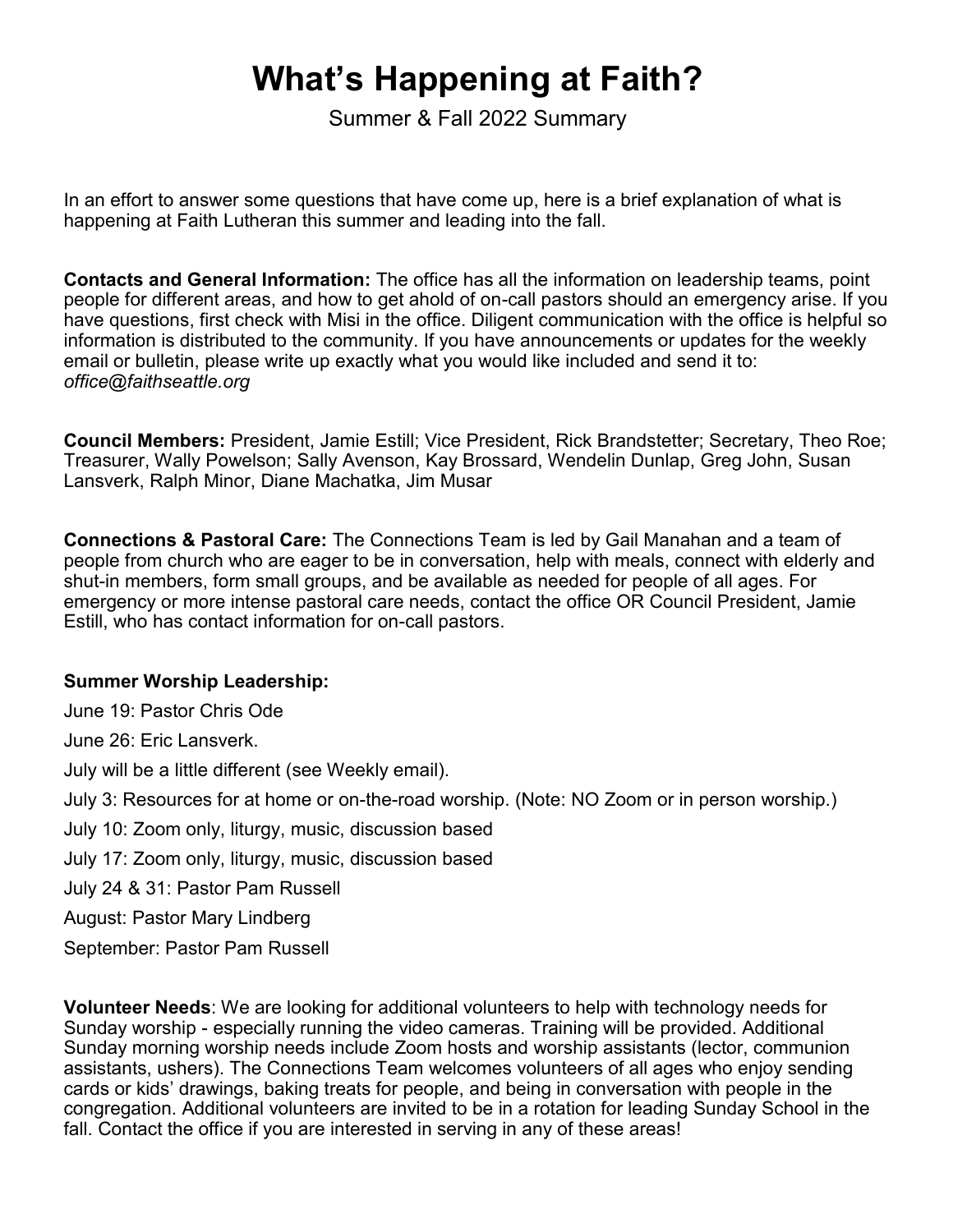# What's Happening at Faith?

Summer & Fall 2022 Summary

In an effort to answer some questions that have come up, here is a brief explanation of what is happening at Faith Lutheran this summer and leading into the fall.

**Contacts and General Information:** The office has all the information on leadership teams, point people for different areas, and how to get ahold of on-call pastors should an emergency arise. If you have questions, first check with Misi in the office. Diligent communication with the office is helpful so information is distributed to the community. If you have announcements or updates for the weekly email or bulletin, please write up exactly what you would like included and send it to: *office@faithseattle.org*

**Council Members:** President, Jamie Estill; Vice President, Rick Brandstetter; Secretary, Theo Roe; Treasurer, Wally Powelson; Sally Avenson, Kay Brossard, Wendelin Dunlap, Greg John, Susan Lansverk, Ralph Minor, Diane Machatka, Jim Musar

**Connections & Pastoral Care:** The Connections Team is led by Gail Manahan and a team of people from church who are eager to be in conversation, help with meals, connect with elderly and shut-in members, form small groups, and be available as needed for people of all ages. For emergency or more intense pastoral care needs, contact the office OR Council President, Jamie Estill, who has contact information for on-call pastors.

**Summer Worship Leadership:**

June 19: Pastor Chris Ode

June 26: Eric Lansverk.

July will be a little different (see Weekly email).

July 3: Resources for at home or on-the-road worship. (Note: NO Zoom or in person worship.)

July 10: Zoom only, liturgy, music, discussion based

July 17: Zoom only, liturgy, music, discussion based

July 24 & 31: Pastor Pam Russell

August: Pastor Mary Lindberg

September: Pastor Pam Russell

**Volunteer Needs**: We are looking for additional volunteers to help with technology needs for Sunday worship - especially running the video cameras. Training will be provided. Additional Sunday morning worship needs include Zoom hosts and worship assistants (lector, communion assistants, ushers). The Connections Team welcomes volunteers of all ages who enjoy sending cards or kids' drawings, baking treats for people, and being in conversation with people in the congregation. Additional volunteers are invited to be in a rotation for leading Sunday School in the fall. Contact the office if you are interested in serving in any of these areas!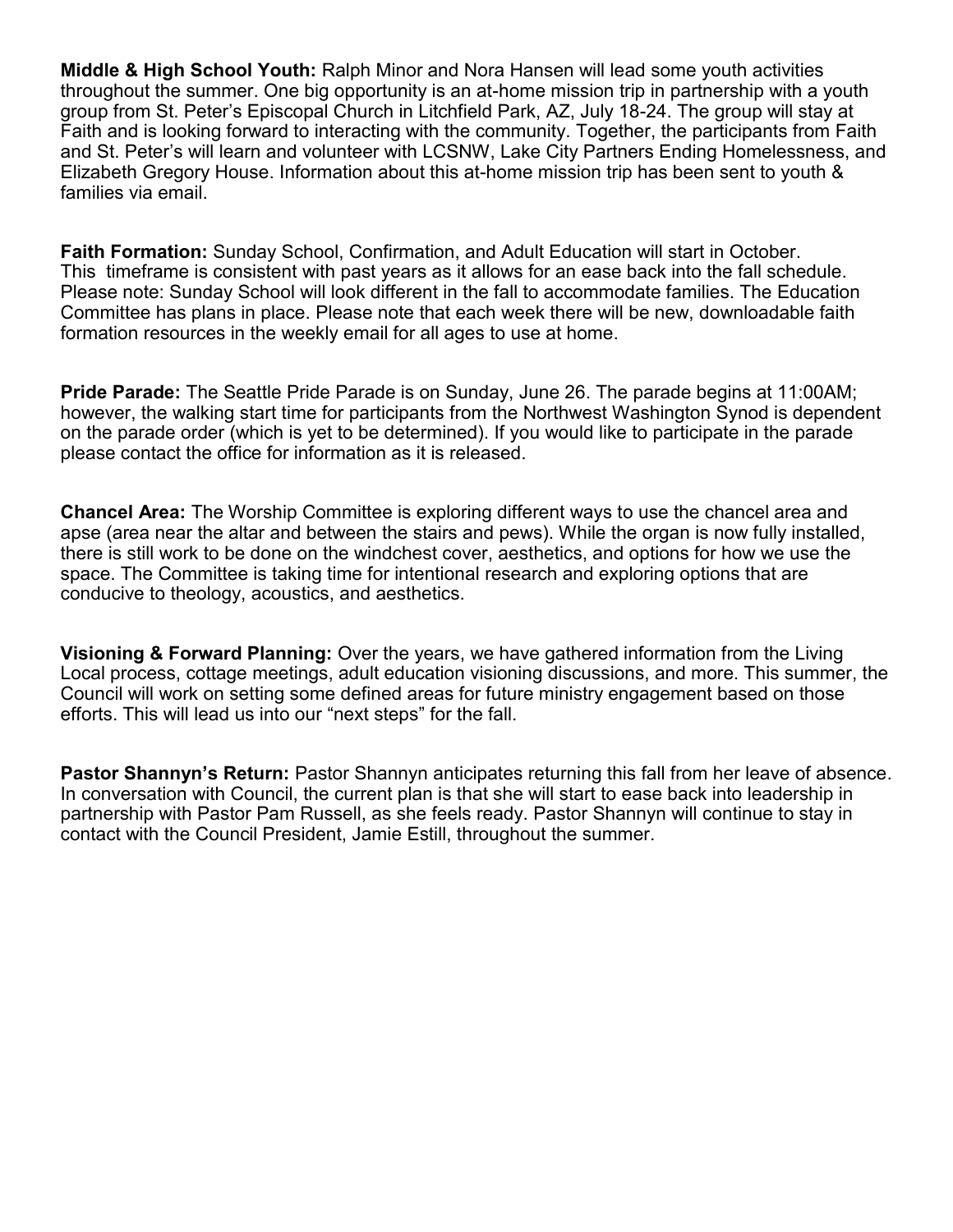**Middle & High School Youth:** Ralph Minor and Nora Hansen will lead some youth activities throughout the summer. One big opportunity is an at-home mission trip in partnership with a youth group from St. Peter's Episcopal Church in Litchfield Park, AZ, July 18-24. The group will stay at Faith and is looking forward to interacting with the community. Together, the participants from Faith and St. Peter's will learn and volunteer with LCSNW, Lake City Partners Ending Homelessness, and Elizabeth Gregory House. Information about this at-home mission trip has been sent to youth & families via email.

**Faith Formation:** Sunday School, Confirmation, and Adult Education will start in October. This timeframe is consistent with past years as it allows for an ease back into the fall schedule. Please note: Sunday School will look different in the fall to accommodate families. The Education Committee has plans in place. Please note that each week there will be new, downloadable faith formation resources in the weekly email for all ages to use at home.

**Pride Parade:** The Seattle Pride Parade is on Sunday, June 26. The parade begins at 11:00AM; however, the walking start time for participants from the Northwest Washington Synod is dependent on the parade order (which is yet to be determined). If you would like to participate in the parade please contact the office for information as it is released.

**Chancel Area:** The Worship Committee is exploring different ways to use the chancel area and apse (area near the altar and between the stairs and pews). While the organ is now fully installed, there is still work to be done on the windchest cover, aesthetics, and options for how we use the space. The Committee is taking time for intentional research and exploring options that are conducive to theology, acoustics, and aesthetics.

**Visioning & Forward Planning:** Over the years, we have gathered information from the Living Local process, cottage meetings, adult education visioning discussions, and more. This summer, the Council will work on setting some defined areas for future ministry engagement based on those efforts. This will lead us into our "next steps" for the fall.

**Pastor Shannyn's Return:** Pastor Shannyn anticipates returning this fall from her leave of absence. In conversation with Council, the current plan is that she will start to ease back into leadership in partnership with Pastor Pam Russell, as she feels ready. Pastor Shannyn will continue to stay in contact with the Council President, Jamie Estill, throughout the summer.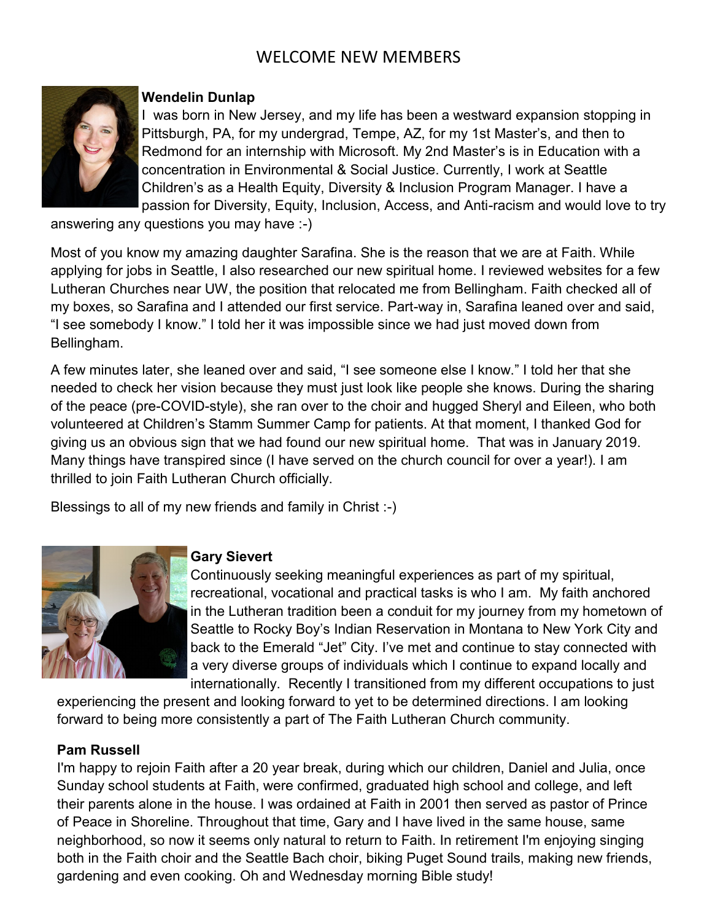# WELCOME NEW MEMBERS

**Wendelin Dunlap**

I was born in New Jersey, and my life has been a westward expansion stopping in Pittsburgh, PA, for my undergrad, Tempe, AZ, for my 1st Master's, and then to Redmond for an internship with Microsoft. My 2nd Master's is in Education with a concentration in Environmental & Social Justice. Currently, I work at Seattle Children's as a Health Equity, Diversity & Inclusion Program Manager. I have a passion for Diversity, Equity, Inclusion, Access, and Anti-racism and would love to try answering any questions you may have :-)

Most of you know my amazing daughter Sarafina. She is the reason that we are at Faith. While applying for jobs in Seattle, I also researched our new spiritual home. I reviewed websites for a few Lutheran Churches near UW, the position that relocated me from Bellingham. Faith checked all of my boxes, so Sarafina and I attended our first service. Part-way in, Sarafina leaned over and said, "I see somebody I know." I told her it was impossible since we had just moved down from Bellingham.

A few minutes later, she leaned over and said, "I see someone else I know." I told her that she needed to check her vision because they must just look like people she knows. During the sharing of the peace (pre-COVID-style), she ran over to the choir and hugged Sheryl and Eileen, who both volunteered at Children's Stamm Summer Camp for patients. At that moment, I thanked God for giving us an obvious sign that we had found our new spiritual home. That was in January 2019. Many things have transpired since (I have served on the church council for over a year!). I am thrilled to join Faith Lutheran Church officially.

Blessings to all of my new friends and family in Christ :-)

**Gary Sievert**

Continuously seeking meaningful experiences as part of my spiritual, recreational, vocational and practical tasks is who I am. My faith anchored in the Lutheran tradition been a conduit for my journey from my hometown of Seattle to Rocky Boy's Indian Reservation in Montana to New York City and back to the Emerald "Jet" City. I've met and continue to stay connected with a very diverse groups of individuals which I continue to expand locally and internationally. Recently I transitioned from my different occupations to just experiencing the present and looking forward to yet to be determined directions. I am looking forward to being more consistently a part of The Faith Lutheran Church community.

**Pam Russell**

I'm happy to rejoin Faith after a 20 year break, during which our children, Daniel and Julia, once Sunday school students at Faith, were confirmed, graduated high school and college, and left their parents alone in the house. I was ordained at Faith in 2001 then served as pastor of Prince of Peace in Shoreline. Throughout that time, Gary and I have lived in the same house, same neighborhood, so now it seems only natural to return to Faith. In retirement I'm enjoying singing both in the Faith choir and the Seattle Bach choir, biking Puget Sound trails, making new friends, gardening and even cooking. Oh and Wednesday morning Bible study!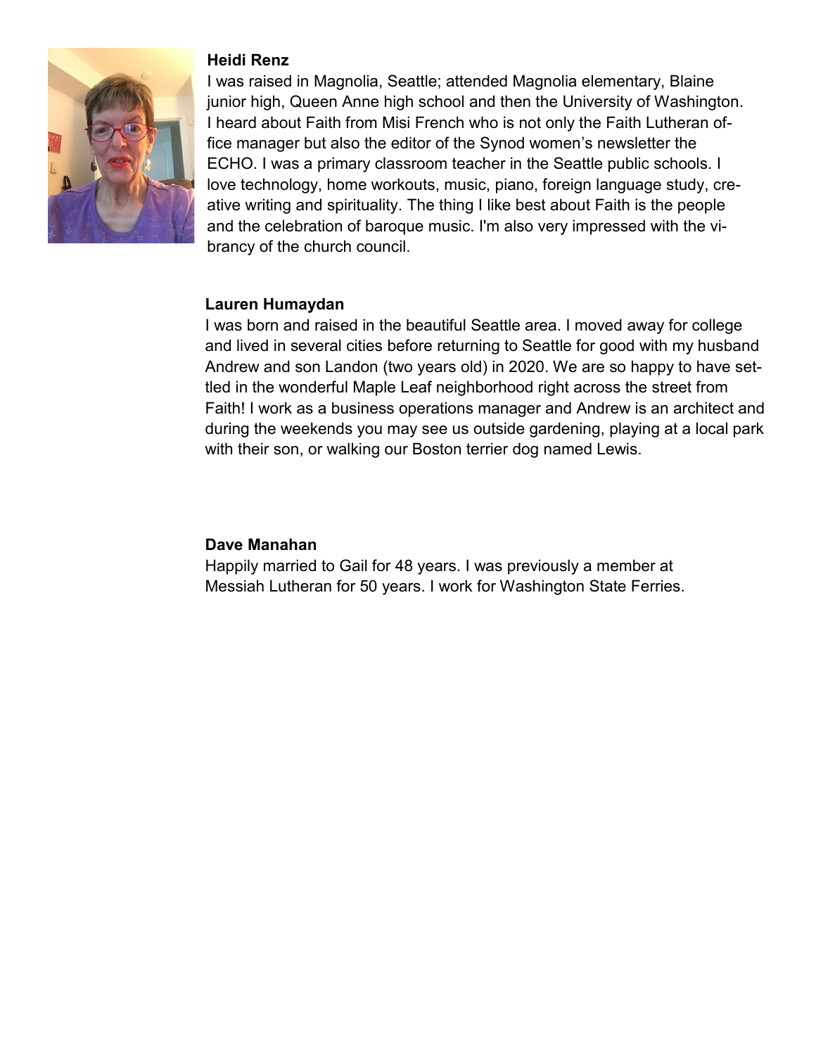**Heidi Renz**

I was raised in Magnolia, Seattle; attended Magnolia elementary, Blaine junior high, Queen Anne high school and then the University of Washington. I heard about Faith from Misi French who is not only the Faith Lutheran office manager but also the editor of the Synod women's newsletter the ECHO. I was a primary classroom teacher in the Seattle public schools. I love technology, home workouts, music, piano, foreign language study, creative writing and spirituality. The thing I like best about Faith is the people and the celebration of baroque music. I'm also very impressed with the vibrancy of the church council.

**Lauren Humaydan**

I was born and raised in the beautiful Seattle area. I moved away for college and lived in several cities before returning to Seattle for good with my husband Andrew and son Landon (two years old) in 2020. We are so happy to have settled in the wonderful Maple Leaf neighborhood right across the street from Faith! I work as a business operations manager and Andrew is an architect and during the weekends you may see us outside gardening, playing at a local park with their son, or walking our Boston terrier dog named Lewis.

**Dave Manahan**

Happily married to Gail for 48 years. I was previously a member at Messiah Lutheran for 50 years. I work for Washington State Ferries.